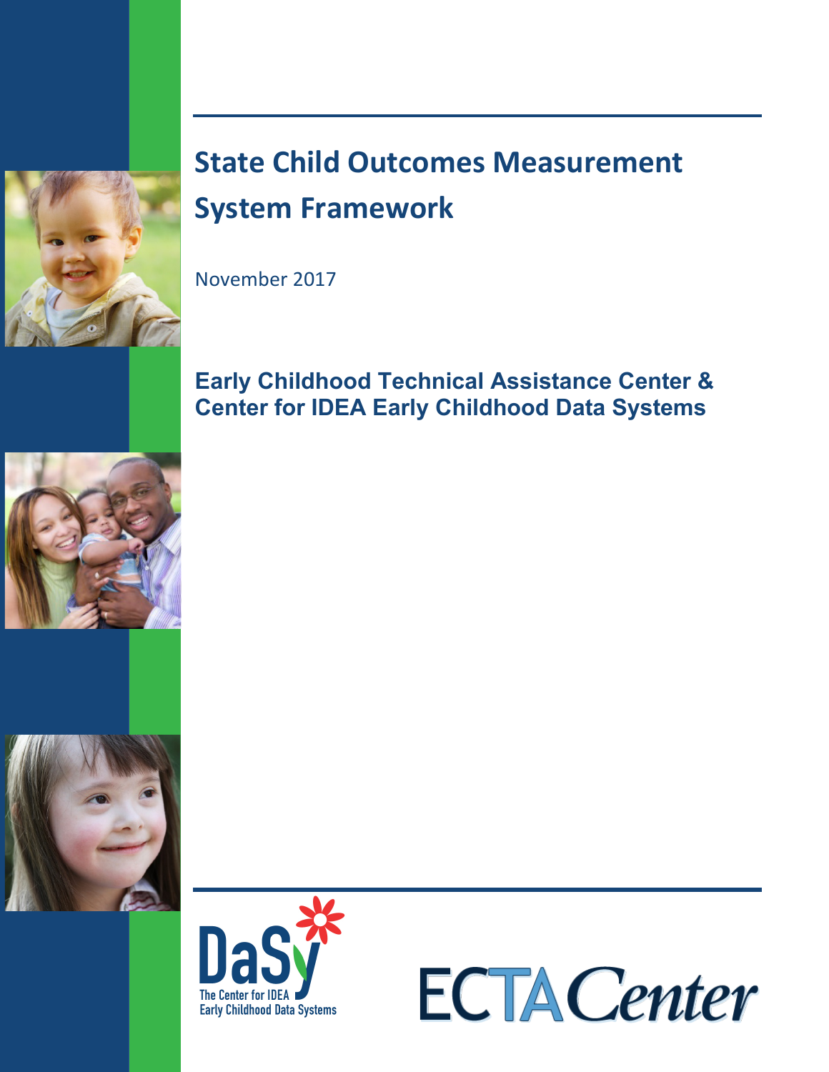# State Child Outcomes Measurement System Framework

November 2017

**Early Childhood Technical Assistance Center & Center for IDEA Early Childhood Data Systems**

DaSy
The Center for IDEA Early Childhood Data Systems

ECTA Center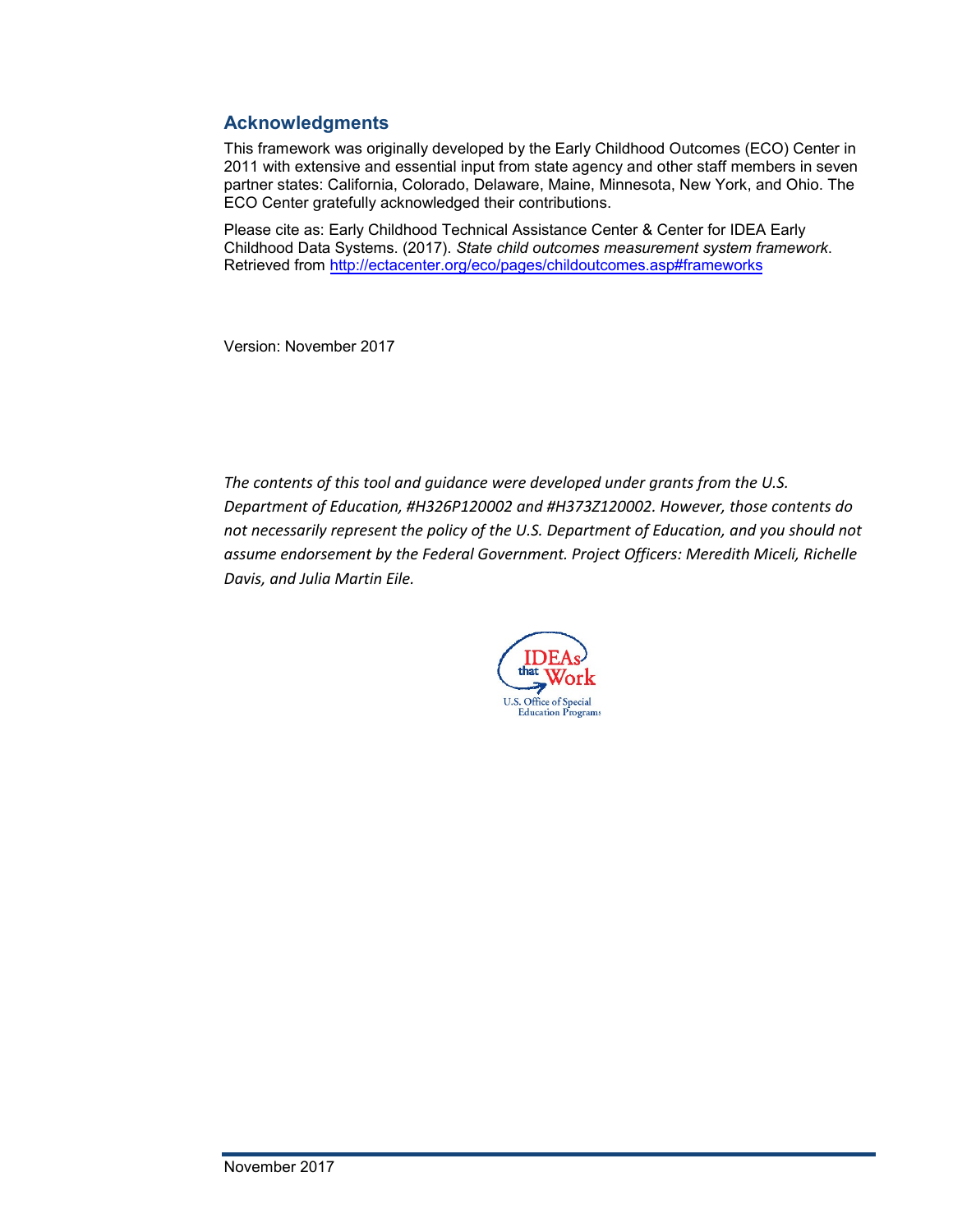## Acknowledgments

This framework was originally developed by the Early Childhood Outcomes (ECO) Center in 2011 with extensive and essential input from state agency and other staff members in seven partner states: California, Colorado, Delaware, Maine, Minnesota, New York, and Ohio. The ECO Center gratefully acknowledged their contributions.

Please cite as: Early Childhood Technical Assistance Center & Center for IDEA Early Childhood Data Systems. (2017). *State child outcomes measurement system framework*. Retrieved from http://ectacenter.org/eco/pages/childoutcomes.asp#frameworks

Version: November 2017

*The contents of this tool and guidance were developed under grants from the U.S. Department of Education, #H326P120002 and #H373Z120002. However, those contents do not necessarily represent the policy of the U.S. Department of Education, and you should not assume endorsement by the Federal Government. Project Officers: Meredith Miceli, Richelle Davis, and Julia Martin Eile.*

IDEAs that Work

U.S. Office of Special Education Programs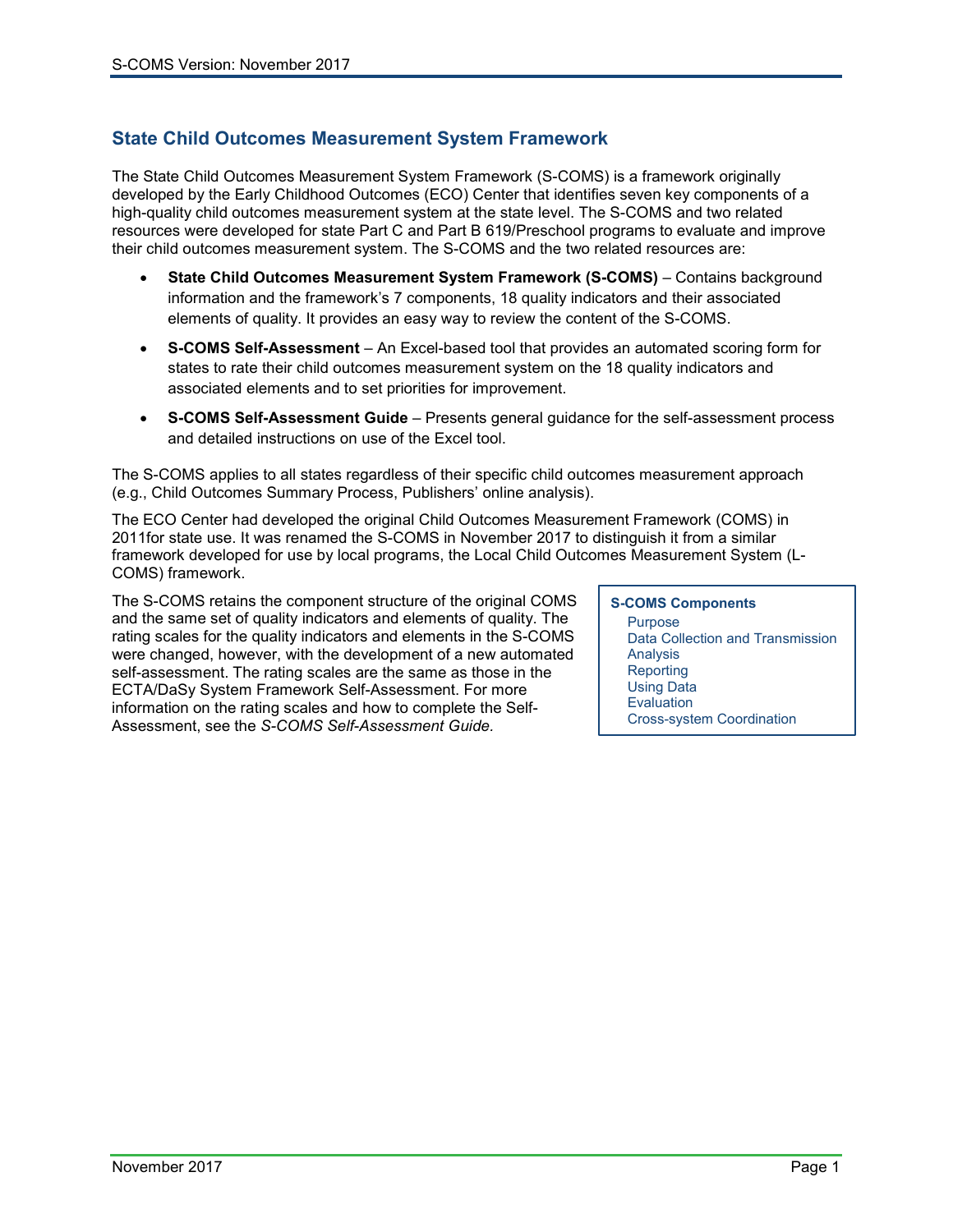## State Child Outcomes Measurement System Framework

The State Child Outcomes Measurement System Framework (S-COMS) is a framework originally developed by the Early Childhood Outcomes (ECO) Center that identifies seven key components of a high-quality child outcomes measurement system at the state level. The S-COMS and two related resources were developed for state Part C and Part B 619/Preschool programs to evaluate and improve their child outcomes measurement system. The S-COMS and the two related resources are:

- **State Child Outcomes Measurement System Framework (S-COMS)** – Contains background information and the framework's 7 components, 18 quality indicators and their associated elements of quality. It provides an easy way to review the content of the S-COMS.
- **S-COMS Self-Assessment** – An Excel-based tool that provides an automated scoring form for states to rate their child outcomes measurement system on the 18 quality indicators and associated elements and to set priorities for improvement.
- **S-COMS Self-Assessment Guide** – Presents general guidance for the self-assessment process and detailed instructions on use of the Excel tool.

The S-COMS applies to all states regardless of their specific child outcomes measurement approach (e.g., Child Outcomes Summary Process, Publishers' online analysis).

The ECO Center had developed the original Child Outcomes Measurement Framework (COMS) in 2011for state use. It was renamed the S-COMS in November 2017 to distinguish it from a similar framework developed for use by local programs, the Local Child Outcomes Measurement System (L-COMS) framework.

The S-COMS retains the component structure of the original COMS and the same set of quality indicators and elements of quality. The rating scales for the quality indicators and elements in the S-COMS were changed, however, with the development of a new automated self-assessment. The rating scales are the same as those in the ECTA/DaSy System Framework Self-Assessment. For more information on the rating scales and how to complete the Self-Assessment, see the *S-COMS Self-Assessment Guide.*

**S-COMS Components**

- Purpose
- Data Collection and Transmission
- Analysis
- Reporting
- Using Data
- Evaluation
- Cross-system Coordination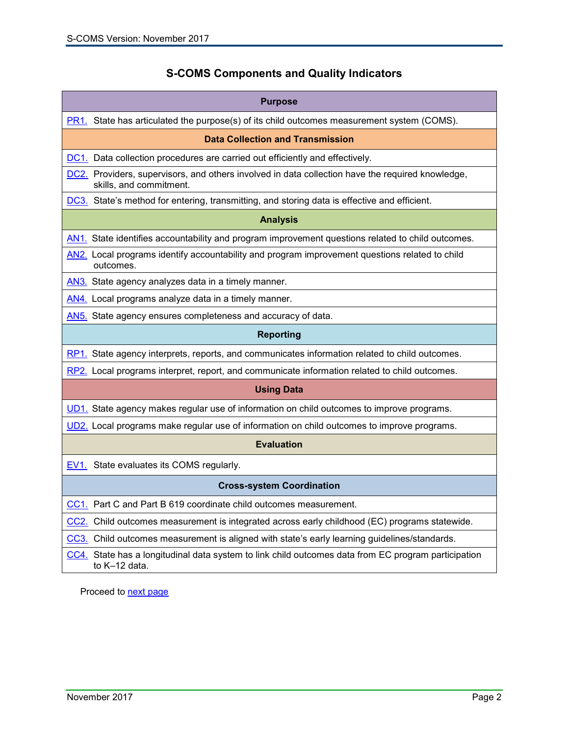## S-COMS Components and Quality Indicators

| Purpose |
|---|
| PR1. State has articulated the purpose(s) of its child outcomes measurement system (COMS). |
| **Data Collection and Transmission** |
| DC1. Data collection procedures are carried out efficiently and effectively. |
| DC2. Providers, supervisors, and others involved in data collection have the required knowledge, skills, and commitment. |
| DC3. State's method for entering, transmitting, and storing data is effective and efficient. |
| **Analysis** |
| AN1. State identifies accountability and program improvement questions related to child outcomes. |
| AN2. Local programs identify accountability and program improvement questions related to child outcomes. |
| AN3. State agency analyzes data in a timely manner. |
| AN4. Local programs analyze data in a timely manner. |
| AN5. State agency ensures completeness and accuracy of data. |
| **Reporting** |
| RP1. State agency interprets, reports, and communicates information related to child outcomes. |
| RP2. Local programs interpret, report, and communicate information related to child outcomes. |
| **Using Data** |
| UD1. State agency makes regular use of information on child outcomes to improve programs. |
| UD2. Local programs make regular use of information on child outcomes to improve programs. |
| **Evaluation** |
| EV1. State evaluates its COMS regularly. |
| **Cross-system Coordination** |
| CC1. Part C and Part B 619 coordinate child outcomes measurement. |
| CC2. Child outcomes measurement is integrated across early childhood (EC) programs statewide. |
| CC3. Child outcomes measurement is aligned with state's early learning guidelines/standards. |
| CC4. State has a longitudinal data system to link child outcomes data from EC program participation to K–12 data. |

Proceed to next page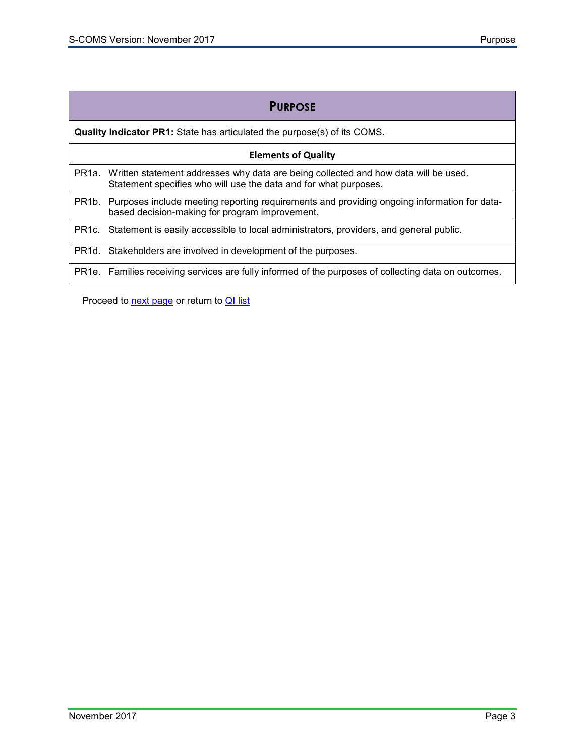## Purpose

**Quality Indicator PR1:** State has articulated the purpose(s) of its COMS.

| Elements of Quality | |
|---|---|
| PR1a. | Written statement addresses why data are being collected and how data will be used. Statement specifies who will use the data and for what purposes. |
| PR1b. | Purposes include meeting reporting requirements and providing ongoing information for data-based decision-making for program improvement. |
| PR1c. | Statement is easily accessible to local administrators, providers, and general public. |
| PR1d. | Stakeholders are involved in development of the purposes. |
| PR1e. | Families receiving services are fully informed of the purposes of collecting data on outcomes. |

Proceed to next page or return to QI list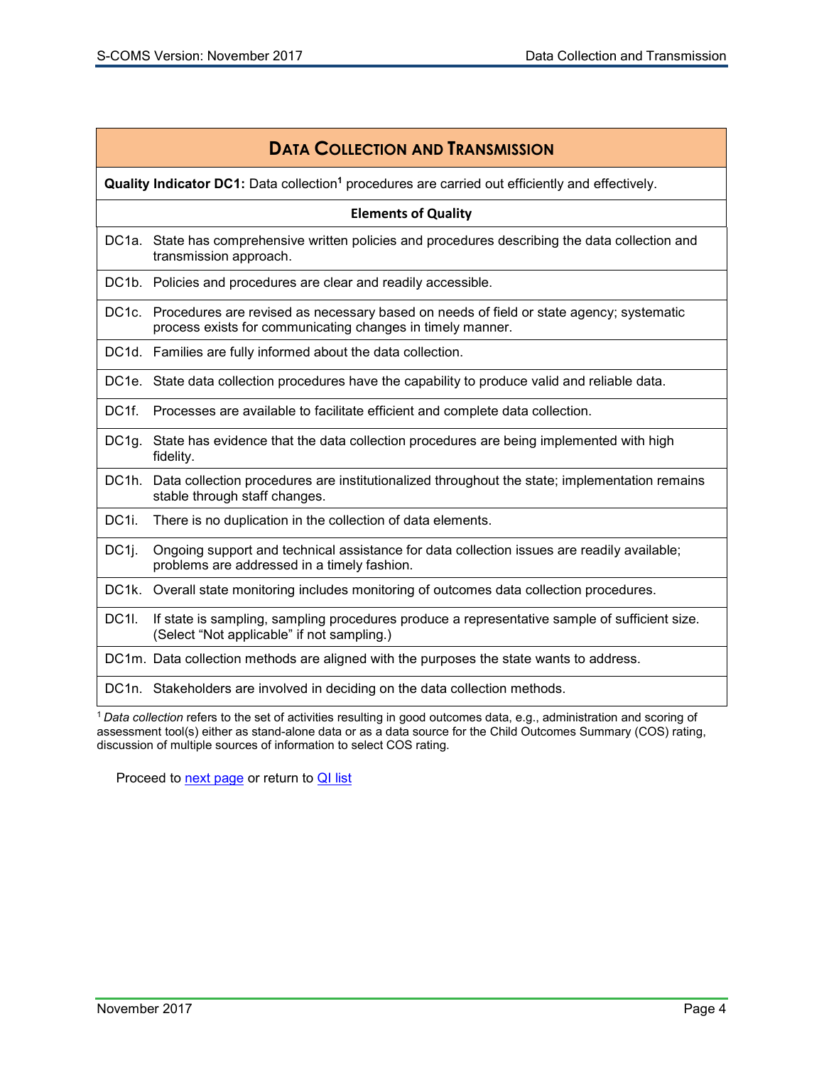## DATA COLLECTION AND TRANSMISSION

**Quality Indicator DC1:** Data collection[1] procedures are carried out efficiently and effectively.

| Elements of Quality | |
|---|---|
| DC1a. | State has comprehensive written policies and procedures describing the data collection and transmission approach. |
| DC1b. | Policies and procedures are clear and readily accessible. |
| DC1c. | Procedures are revised as necessary based on needs of field or state agency; systematic process exists for communicating changes in timely manner. |
| DC1d. | Families are fully informed about the data collection. |
| DC1e. | State data collection procedures have the capability to produce valid and reliable data. |
| DC1f. | Processes are available to facilitate efficient and complete data collection. |
| DC1g. | State has evidence that the data collection procedures are being implemented with high fidelity. |
| DC1h. | Data collection procedures are institutionalized throughout the state; implementation remains stable through staff changes. |
| DC1i. | There is no duplication in the collection of data elements. |
| DC1j. | Ongoing support and technical assistance for data collection issues are readily available; problems are addressed in a timely fashion. |
| DC1k. | Overall state monitoring includes monitoring of outcomes data collection procedures. |
| DC1l. | If state is sampling, sampling procedures produce a representative sample of sufficient size. (Select "Not applicable" if not sampling.) |
| DC1m. | Data collection methods are aligned with the purposes the state wants to address. |
| DC1n. | Stakeholders are involved in deciding on the data collection methods. |

[1] *Data collection* refers to the set of activities resulting in good outcomes data, e.g., administration and scoring of assessment tool(s) either as stand-alone data or as a data source for the Child Outcomes Summary (COS) rating, discussion of multiple sources of information to select COS rating.

Proceed to next page or return to QI list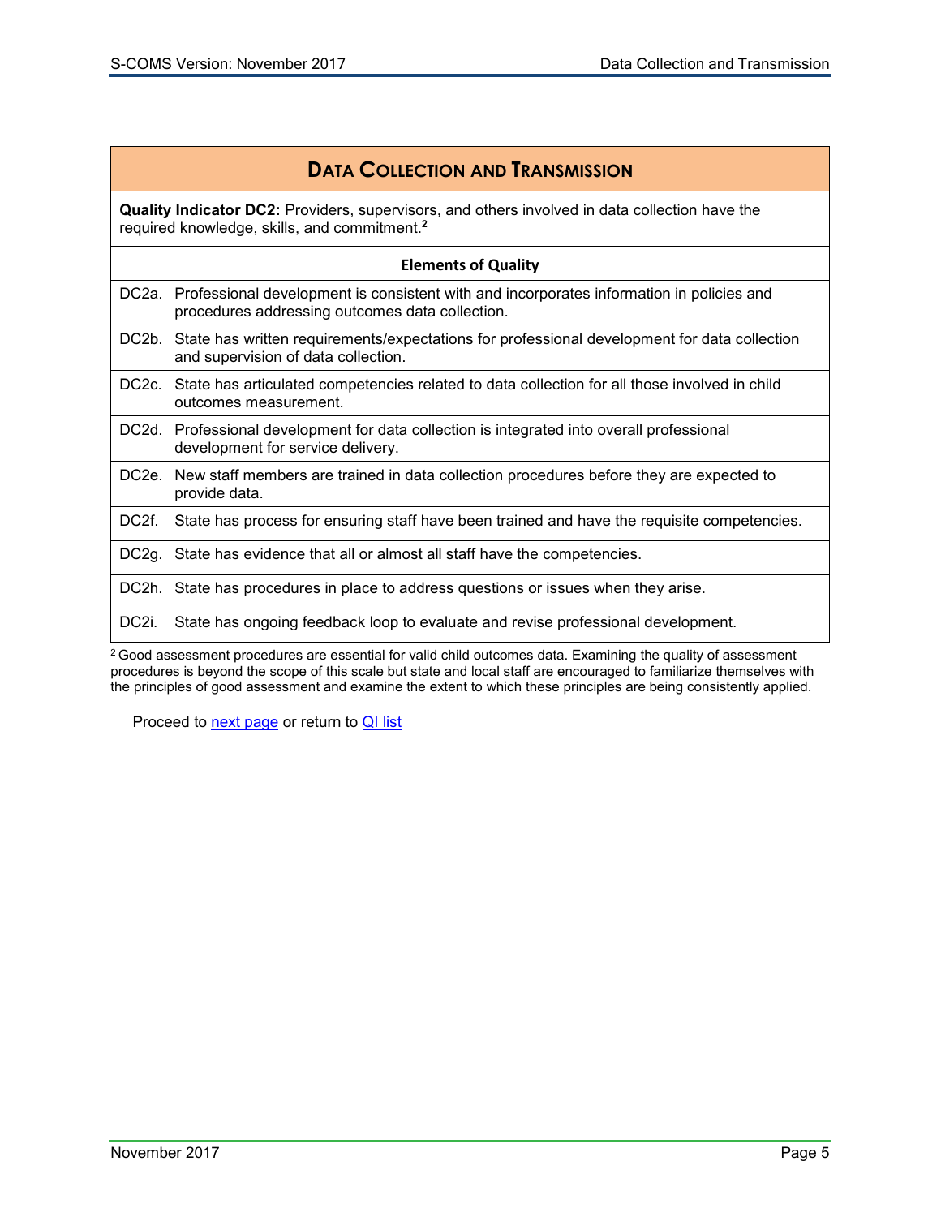## DATA COLLECTION AND TRANSMISSION

**Quality Indicator DC2:** Providers, supervisors, and others involved in data collection have the required knowledge, skills, and commitment.[2]

| Elements of Quality | |
|---|---|
| DC2a. | Professional development is consistent with and incorporates information in policies and procedures addressing outcomes data collection. |
| DC2b. | State has written requirements/expectations for professional development for data collection and supervision of data collection. |
| DC2c. | State has articulated competencies related to data collection for all those involved in child outcomes measurement. |
| DC2d. | Professional development for data collection is integrated into overall professional development for service delivery. |
| DC2e. | New staff members are trained in data collection procedures before they are expected to provide data. |
| DC2f. | State has process for ensuring staff have been trained and have the requisite competencies. |
| DC2g. | State has evidence that all or almost all staff have the competencies. |
| DC2h. | State has procedures in place to address questions or issues when they arise. |
| DC2i. | State has ongoing feedback loop to evaluate and revise professional development. |

[2] Good assessment procedures are essential for valid child outcomes data. Examining the quality of assessment procedures is beyond the scope of this scale but state and local staff are encouraged to familiarize themselves with the principles of good assessment and examine the extent to which these principles are being consistently applied.

Proceed to next page or return to QI list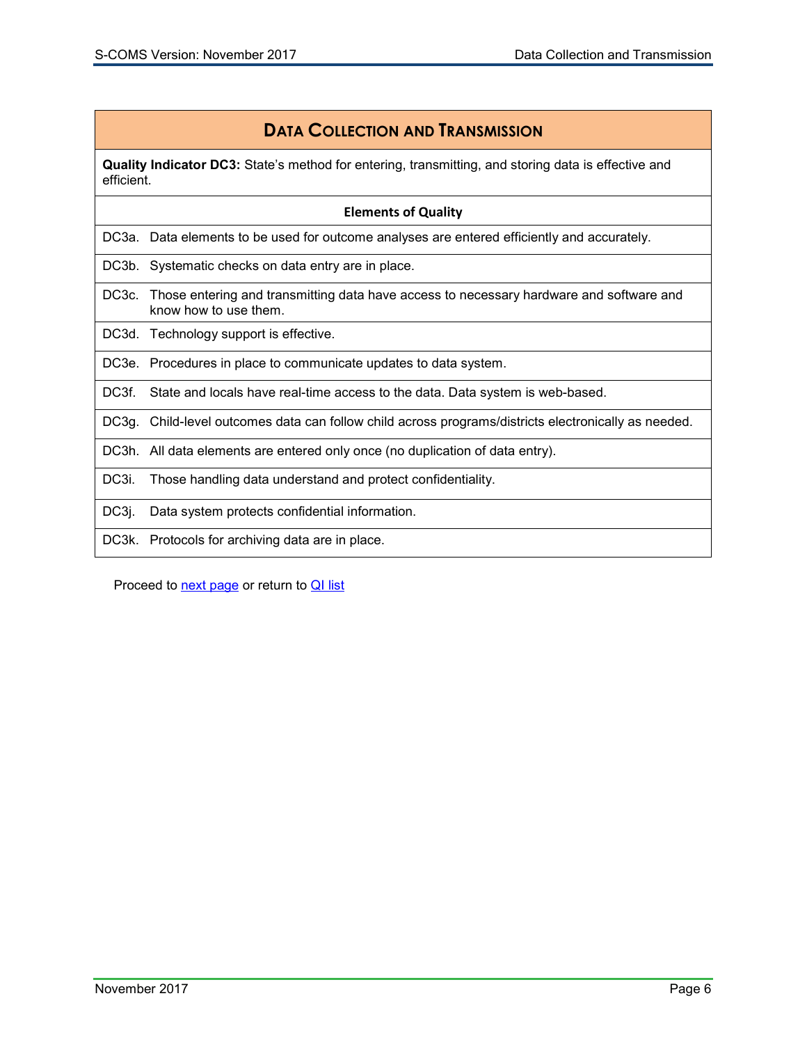## Data Collection and Transmission

**Quality Indicator DC3:** State's method for entering, transmitting, and storing data is effective and efficient.

| Elements of Quality |
|---|
| DC3a. Data elements to be used for outcome analyses are entered efficiently and accurately. |
| DC3b. Systematic checks on data entry are in place. |
| DC3c. Those entering and transmitting data have access to necessary hardware and software and know how to use them. |
| DC3d. Technology support is effective. |
| DC3e. Procedures in place to communicate updates to data system. |
| DC3f. State and locals have real-time access to the data. Data system is web-based. |
| DC3g. Child-level outcomes data can follow child across programs/districts electronically as needed. |
| DC3h. All data elements are entered only once (no duplication of data entry). |
| DC3i. Those handling data understand and protect confidentiality. |
| DC3j. Data system protects confidential information. |
| DC3k. Protocols for archiving data are in place. |

Proceed to next page or return to QI list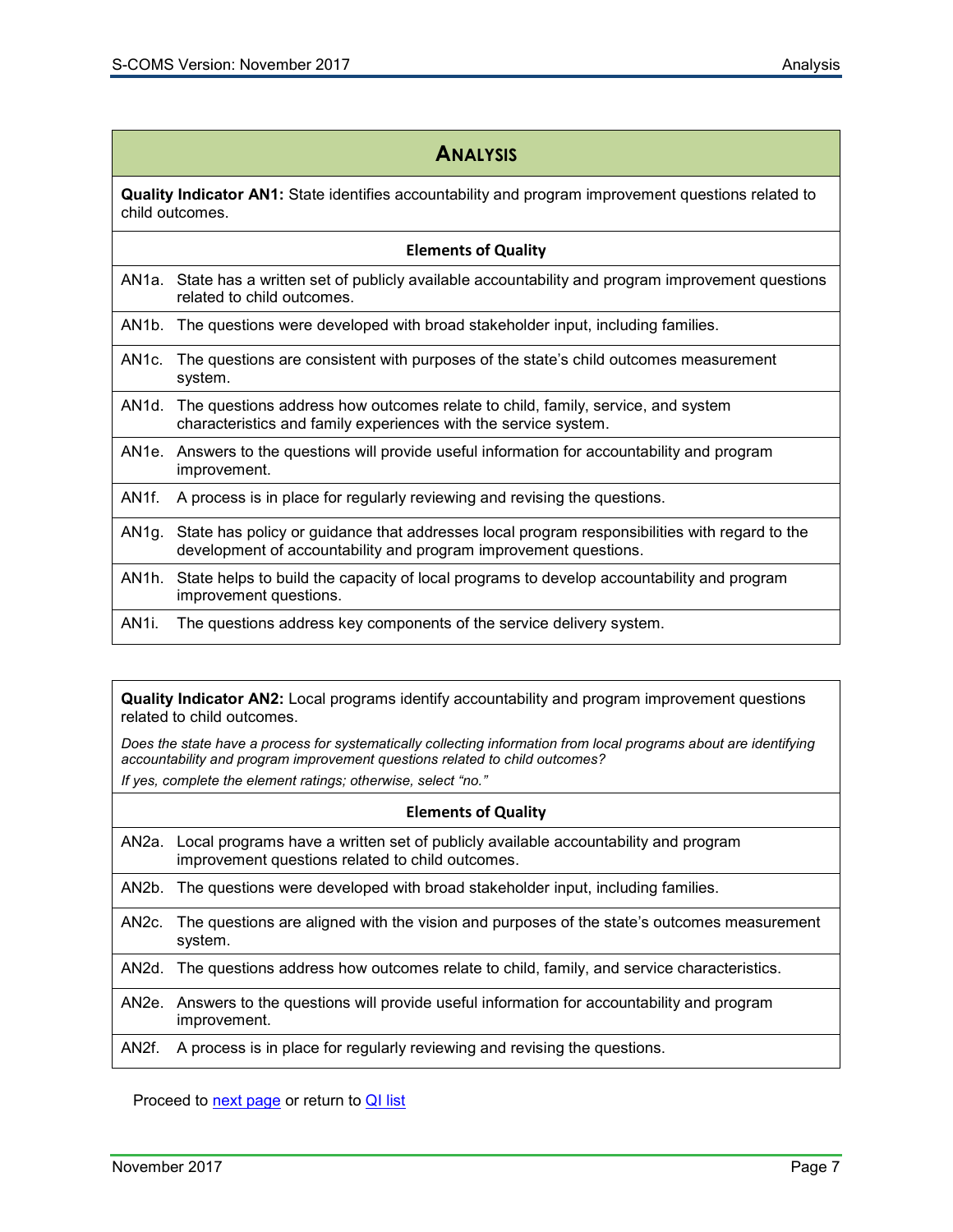## Analysis

**Quality Indicator AN1:** State identifies accountability and program improvement questions related to child outcomes.

| Elements of Quality | |
|---|---|
| AN1a. | State has a written set of publicly available accountability and program improvement questions related to child outcomes. |
| AN1b. | The questions were developed with broad stakeholder input, including families. |
| AN1c. | The questions are consistent with purposes of the state's child outcomes measurement system. |
| AN1d. | The questions address how outcomes relate to child, family, service, and system characteristics and family experiences with the service system. |
| AN1e. | Answers to the questions will provide useful information for accountability and program improvement. |
| AN1f. | A process is in place for regularly reviewing and revising the questions. |
| AN1g. | State has policy or guidance that addresses local program responsibilities with regard to the development of accountability and program improvement questions. |
| AN1h. | State helps to build the capacity of local programs to develop accountability and program improvement questions. |
| AN1i. | The questions address key components of the service delivery system. |

**Quality Indicator AN2:** Local programs identify accountability and program improvement questions related to child outcomes.

*Does the state have a process for systematically collecting information from local programs about are identifying accountability and program improvement questions related to child outcomes?*

*If yes, complete the element ratings; otherwise, select "no."*

| Elements of Quality | |
|---|---|
| AN2a. | Local programs have a written set of publicly available accountability and program improvement questions related to child outcomes. |
| AN2b. | The questions were developed with broad stakeholder input, including families. |
| AN2c. | The questions are aligned with the vision and purposes of the state's outcomes measurement system. |
| AN2d. | The questions address how outcomes relate to child, family, and service characteristics. |
| AN2e. | Answers to the questions will provide useful information for accountability and program improvement. |
| AN2f. | A process is in place for regularly reviewing and revising the questions. |

Proceed to next page or return to QI list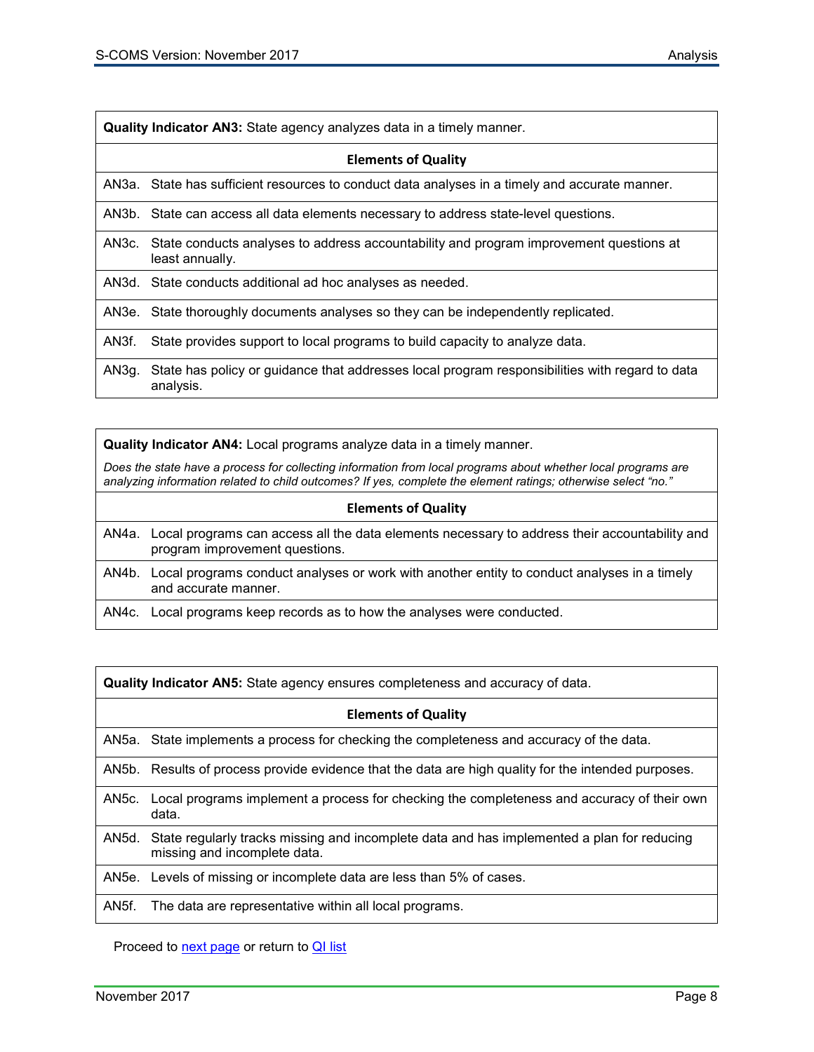| **Quality Indicator AN3:** State agency analyzes data in a timely manner. | |
|---|---|
| **Elements of Quality** | |
| AN3a. | State has sufficient resources to conduct data analyses in a timely and accurate manner. |
| AN3b. | State can access all data elements necessary to address state-level questions. |
| AN3c. | State conducts analyses to address accountability and program improvement questions at least annually. |
| AN3d. | State conducts additional ad hoc analyses as needed. |
| AN3e. | State thoroughly documents analyses so they can be independently replicated. |
| AN3f. | State provides support to local programs to build capacity to analyze data. |
| AN3g. | State has policy or guidance that addresses local program responsibilities with regard to data analysis. |

| **Quality Indicator AN4:** Local programs analyze data in a timely manner. *Does the state have a process for collecting information from local programs about whether local programs are analyzing information related to child outcomes? If yes, complete the element ratings; otherwise select "no."* | |
|---|---|
| **Elements of Quality** | |
| AN4a. | Local programs can access all the data elements necessary to address their accountability and program improvement questions. |
| AN4b. | Local programs conduct analyses or work with another entity to conduct analyses in a timely and accurate manner. |
| AN4c. | Local programs keep records as to how the analyses were conducted. |

| **Quality Indicator AN5:** State agency ensures completeness and accuracy of data. | |
|---|---|
| **Elements of Quality** | |
| AN5a. | State implements a process for checking the completeness and accuracy of the data. |
| AN5b. | Results of process provide evidence that the data are high quality for the intended purposes. |
| AN5c. | Local programs implement a process for checking the completeness and accuracy of their own data. |
| AN5d. | State regularly tracks missing and incomplete data and has implemented a plan for reducing missing and incomplete data. |
| AN5e. | Levels of missing or incomplete data are less than 5% of cases. |
| AN5f. | The data are representative within all local programs. |

Proceed to [next page] or return to [QI list]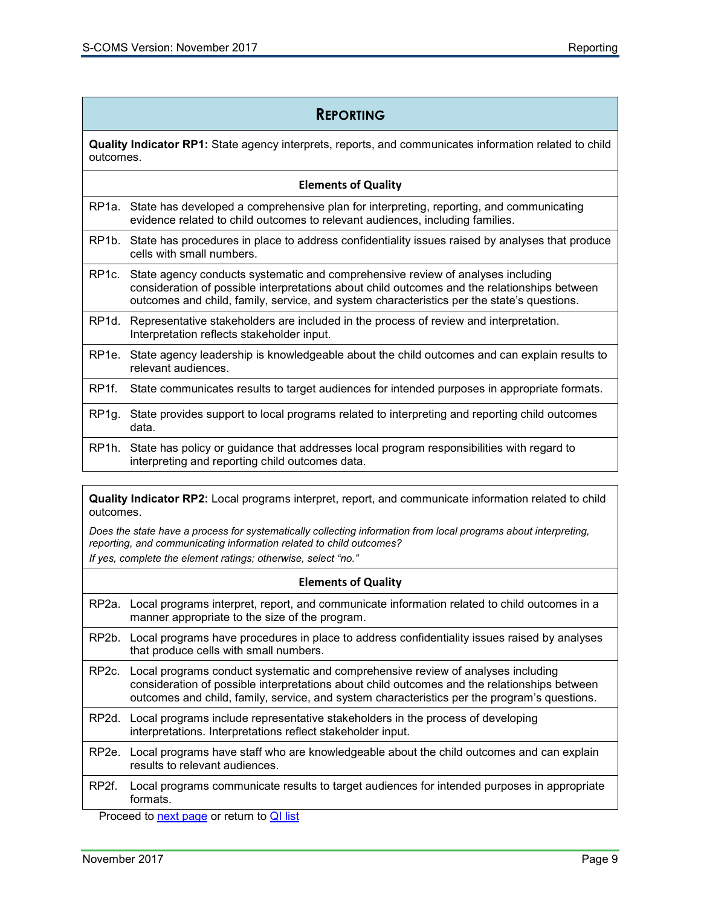# Reporting

**Quality Indicator RP1:** State agency interprets, reports, and communicates information related to child outcomes.

| Elements of Quality | |
|---|---|
| RP1a. | State has developed a comprehensive plan for interpreting, reporting, and communicating evidence related to child outcomes to relevant audiences, including families. |
| RP1b. | State has procedures in place to address confidentiality issues raised by analyses that produce cells with small numbers. |
| RP1c. | State agency conducts systematic and comprehensive review of analyses including consideration of possible interpretations about child outcomes and the relationships between outcomes and child, family, service, and system characteristics per the state's questions. |
| RP1d. | Representative stakeholders are included in the process of review and interpretation. Interpretation reflects stakeholder input. |
| RP1e. | State agency leadership is knowledgeable about the child outcomes and can explain results to relevant audiences. |
| RP1f. | State communicates results to target audiences for intended purposes in appropriate formats. |
| RP1g. | State provides support to local programs related to interpreting and reporting child outcomes data. |
| RP1h. | State has policy or guidance that addresses local program responsibilities with regard to interpreting and reporting child outcomes data. |

**Quality Indicator RP2:** Local programs interpret, report, and communicate information related to child outcomes.

*Does the state have a process for systematically collecting information from local programs about interpreting, reporting, and communicating information related to child outcomes?*

*If yes, complete the element ratings; otherwise, select "no."*

| Elements of Quality | |
|---|---|
| RP2a. | Local programs interpret, report, and communicate information related to child outcomes in a manner appropriate to the size of the program. |
| RP2b. | Local programs have procedures in place to address confidentiality issues raised by analyses that produce cells with small numbers. |
| RP2c. | Local programs conduct systematic and comprehensive review of analyses including consideration of possible interpretations about child outcomes and the relationships between outcomes and child, family, service, and system characteristics per the program's questions. |
| RP2d. | Local programs include representative stakeholders in the process of developing interpretations. Interpretations reflect stakeholder input. |
| RP2e. | Local programs have staff who are knowledgeable about the child outcomes and can explain results to relevant audiences. |
| RP2f. | Local programs communicate results to target audiences for intended purposes in appropriate formats. |

Proceed to next page or return to QI list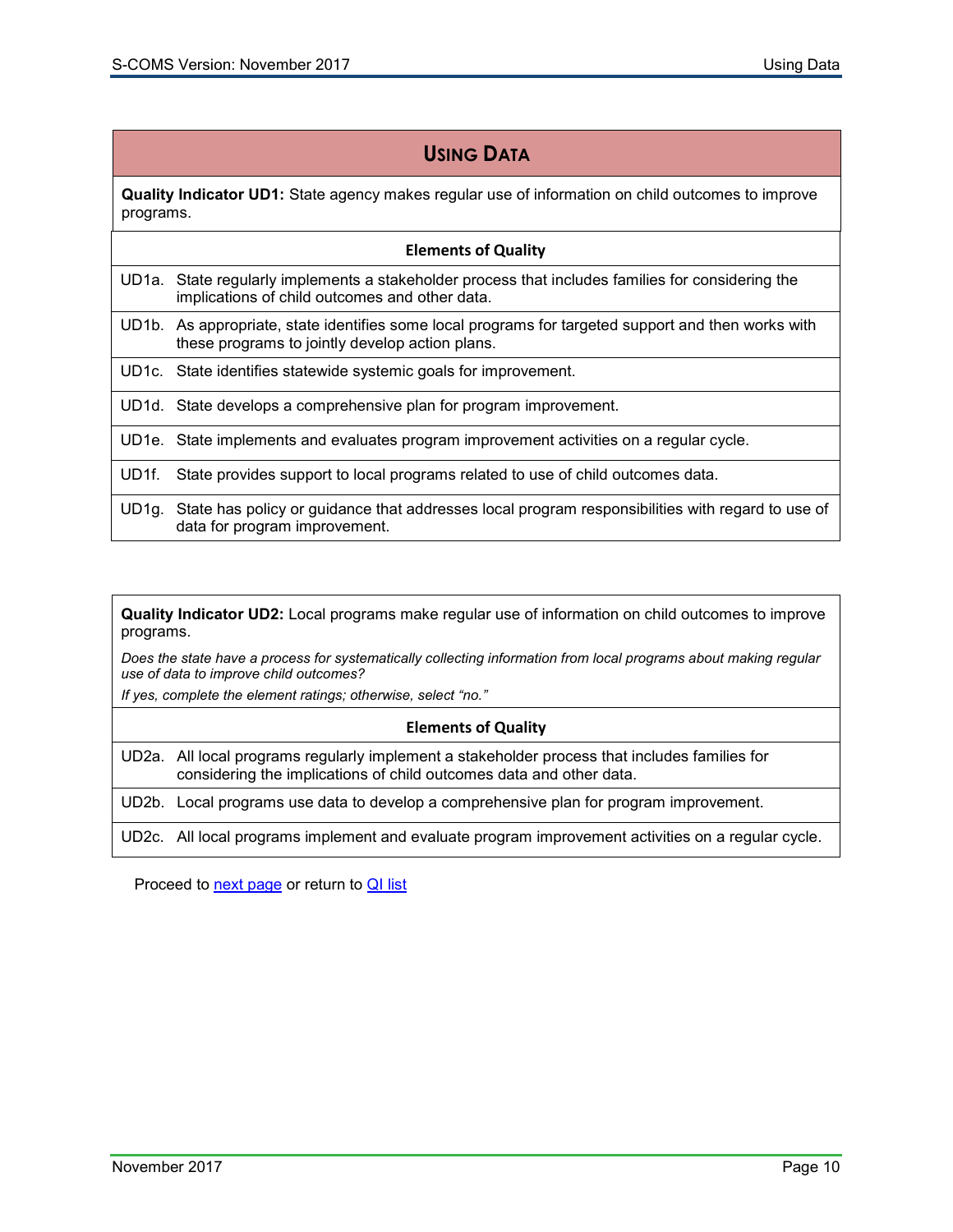# Using Data

**Quality Indicator UD1:** State agency makes regular use of information on child outcomes to improve programs.

| Elements of Quality | |
|---|---|
| UD1a. | State regularly implements a stakeholder process that includes families for considering the implications of child outcomes and other data. |
| UD1b. | As appropriate, state identifies some local programs for targeted support and then works with these programs to jointly develop action plans. |
| UD1c. | State identifies statewide systemic goals for improvement. |
| UD1d. | State develops a comprehensive plan for program improvement. |
| UD1e. | State implements and evaluates program improvement activities on a regular cycle. |
| UD1f. | State provides support to local programs related to use of child outcomes data. |
| UD1g. | State has policy or guidance that addresses local program responsibilities with regard to use of data for program improvement. |

**Quality Indicator UD2:** Local programs make regular use of information on child outcomes to improve programs.

*Does the state have a process for systematically collecting information from local programs about making regular use of data to improve child outcomes?*

*If yes, complete the element ratings; otherwise, select "no."*

| Elements of Quality | |
|---|---|
| UD2a. | All local programs regularly implement a stakeholder process that includes families for considering the implications of child outcomes data and other data. |
| UD2b. | Local programs use data to develop a comprehensive plan for program improvement. |
| UD2c. | All local programs implement and evaluate program improvement activities on a regular cycle. |

Proceed to next page or return to QI list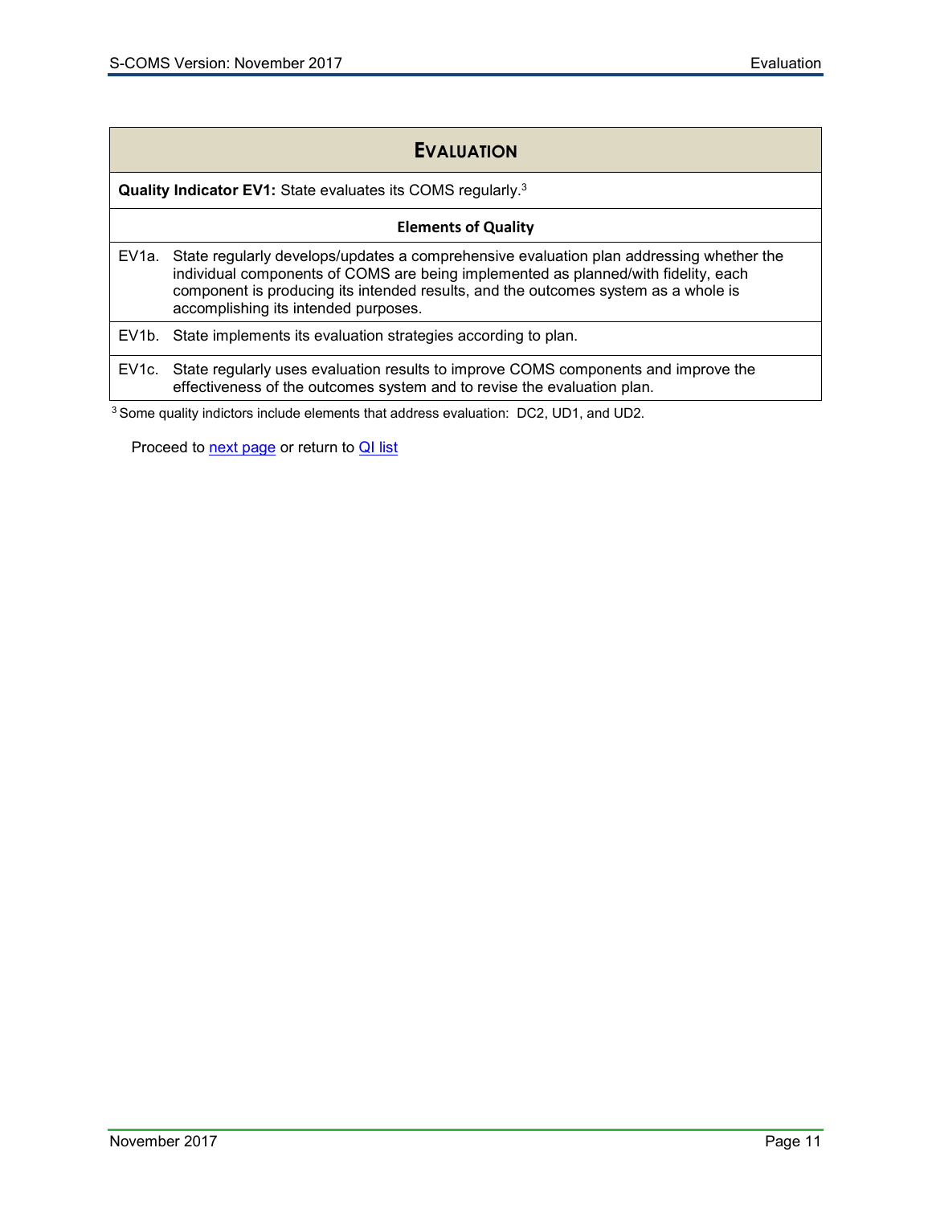| EVALUATION | |
|---|---|
| **Quality Indicator EV1:** State evaluates its COMS regularly.[3] | |
| **Elements of Quality** | |
| EV1a. | State regularly develops/updates a comprehensive evaluation plan addressing whether the individual components of COMS are being implemented as planned/with fidelity, each component is producing its intended results, and the outcomes system as a whole is accomplishing its intended purposes. |
| EV1b. | State implements its evaluation strategies according to plan. |
| EV1c. | State regularly uses evaluation results to improve COMS components and improve the effectiveness of the outcomes system and to revise the evaluation plan. |

[3] Some quality indictors include elements that address evaluation: DC2, UD1, and UD2.

Proceed to next page or return to QI list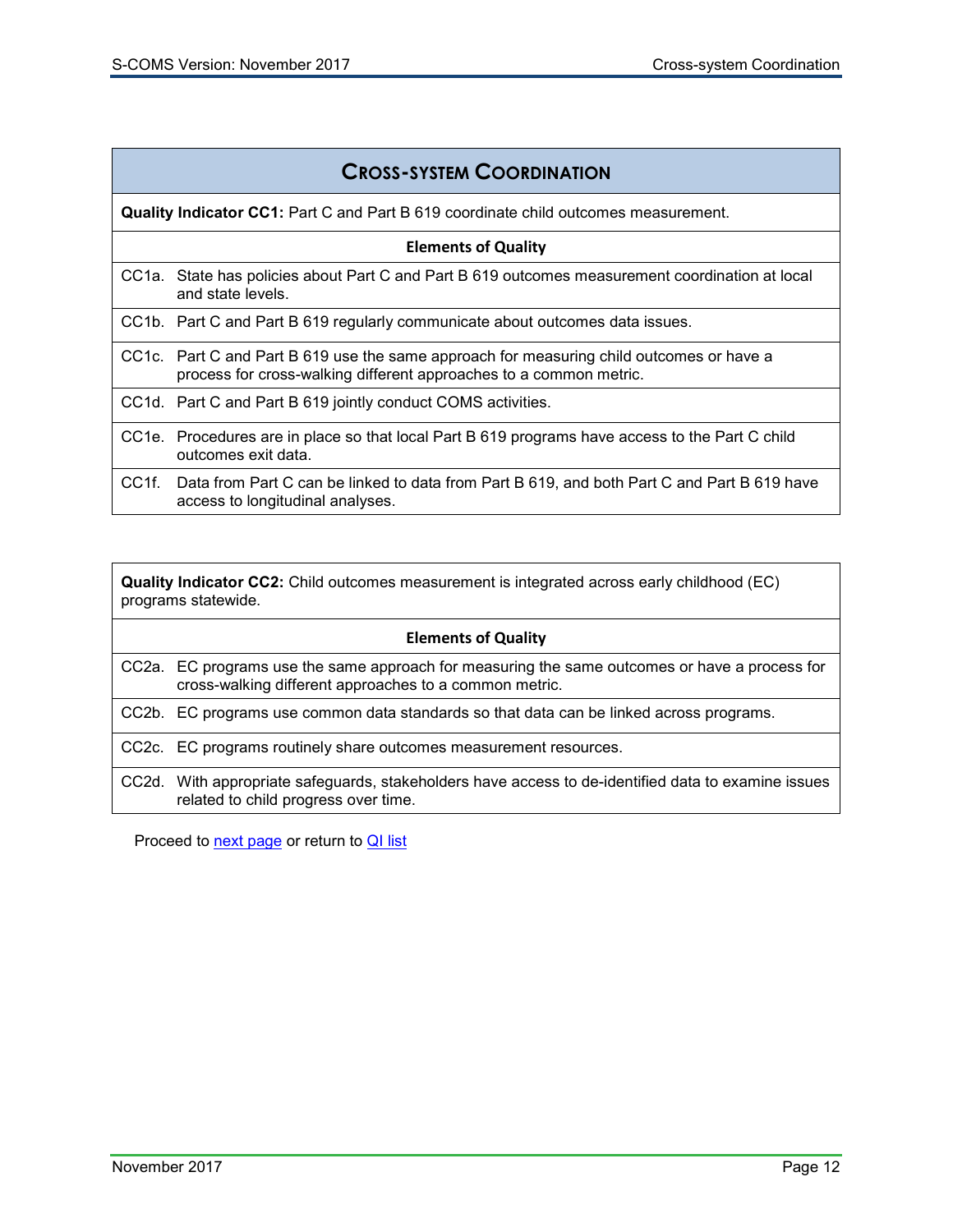# Cross-system Coordination

| **Quality Indicator CC1:** Part C and Part B 619 coordinate child outcomes measurement. | |
|---|---|
| **Elements of Quality** | |
| CC1a. | State has policies about Part C and Part B 619 outcomes measurement coordination at local and state levels. |
| CC1b. | Part C and Part B 619 regularly communicate about outcomes data issues. |
| CC1c. | Part C and Part B 619 use the same approach for measuring child outcomes or have a process for cross-walking different approaches to a common metric. |
| CC1d. | Part C and Part B 619 jointly conduct COMS activities. |
| CC1e. | Procedures are in place so that local Part B 619 programs have access to the Part C child outcomes exit data. |
| CC1f. | Data from Part C can be linked to data from Part B 619, and both Part C and Part B 619 have access to longitudinal analyses. |

| **Quality Indicator CC2:** Child outcomes measurement is integrated across early childhood (EC) programs statewide. | |
|---|---|
| **Elements of Quality** | |
| CC2a. | EC programs use the same approach for measuring the same outcomes or have a process for cross-walking different approaches to a common metric. |
| CC2b. | EC programs use common data standards so that data can be linked across programs. |
| CC2c. | EC programs routinely share outcomes measurement resources. |
| CC2d. | With appropriate safeguards, stakeholders have access to de-identified data to examine issues related to child progress over time. |

Proceed to next page or return to QI list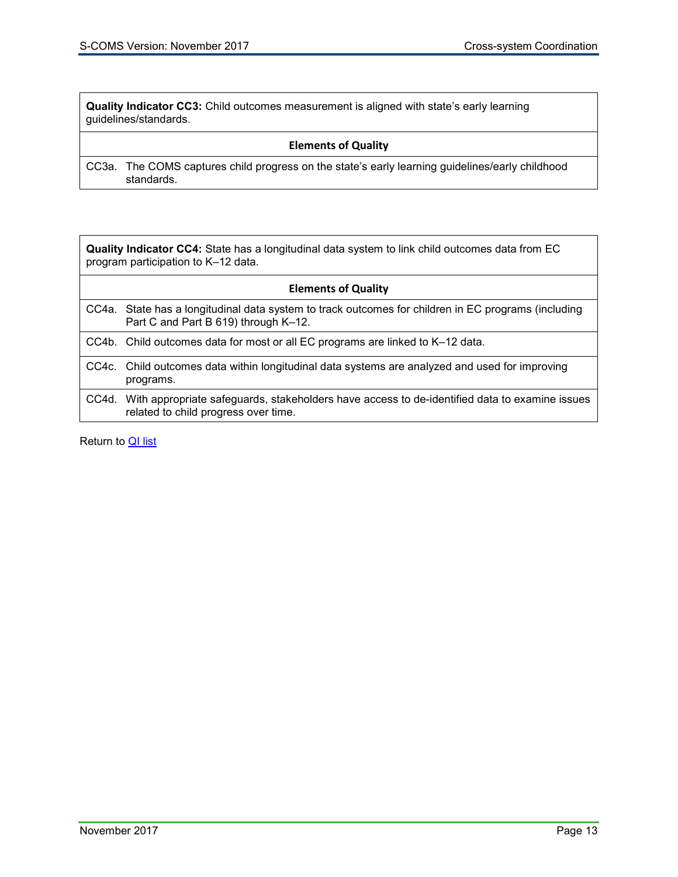| **Quality Indicator CC3:** Child outcomes measurement is aligned with state's early learning guidelines/standards. | |
|---|---|
| **Elements of Quality** | |
| CC3a. | The COMS captures child progress on the state's early learning guidelines/early childhood standards. |

| **Quality Indicator CC4:** State has a longitudinal data system to link child outcomes data from EC program participation to K–12 data. | |
|---|---|
| **Elements of Quality** | |
| CC4a. | State has a longitudinal data system to track outcomes for children in EC programs (including Part C and Part B 619) through K–12. |
| CC4b. | Child outcomes data for most or all EC programs are linked to K–12 data. |
| CC4c. | Child outcomes data within longitudinal data systems are analyzed and used for improving programs. |
| CC4d. | With appropriate safeguards, stakeholders have access to de-identified data to examine issues related to child progress over time. |

Return to QI list